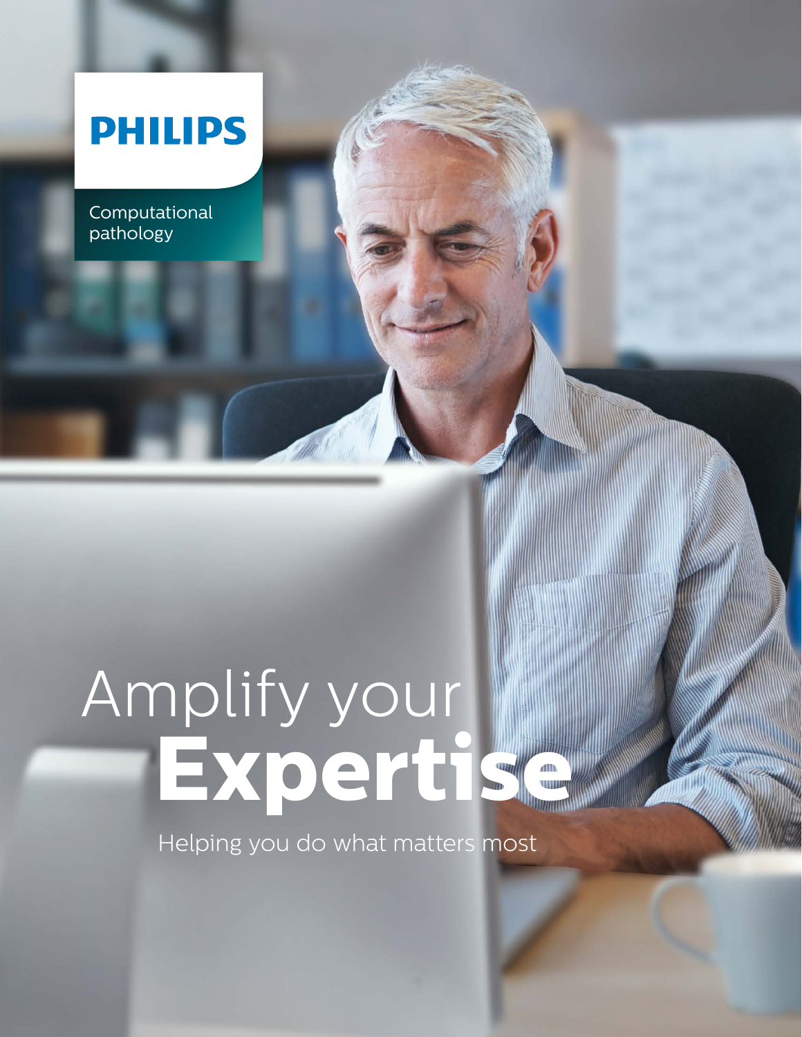PHILIPS

Computational pathology

# Amplify your **Expertise**

Helping you do what matters most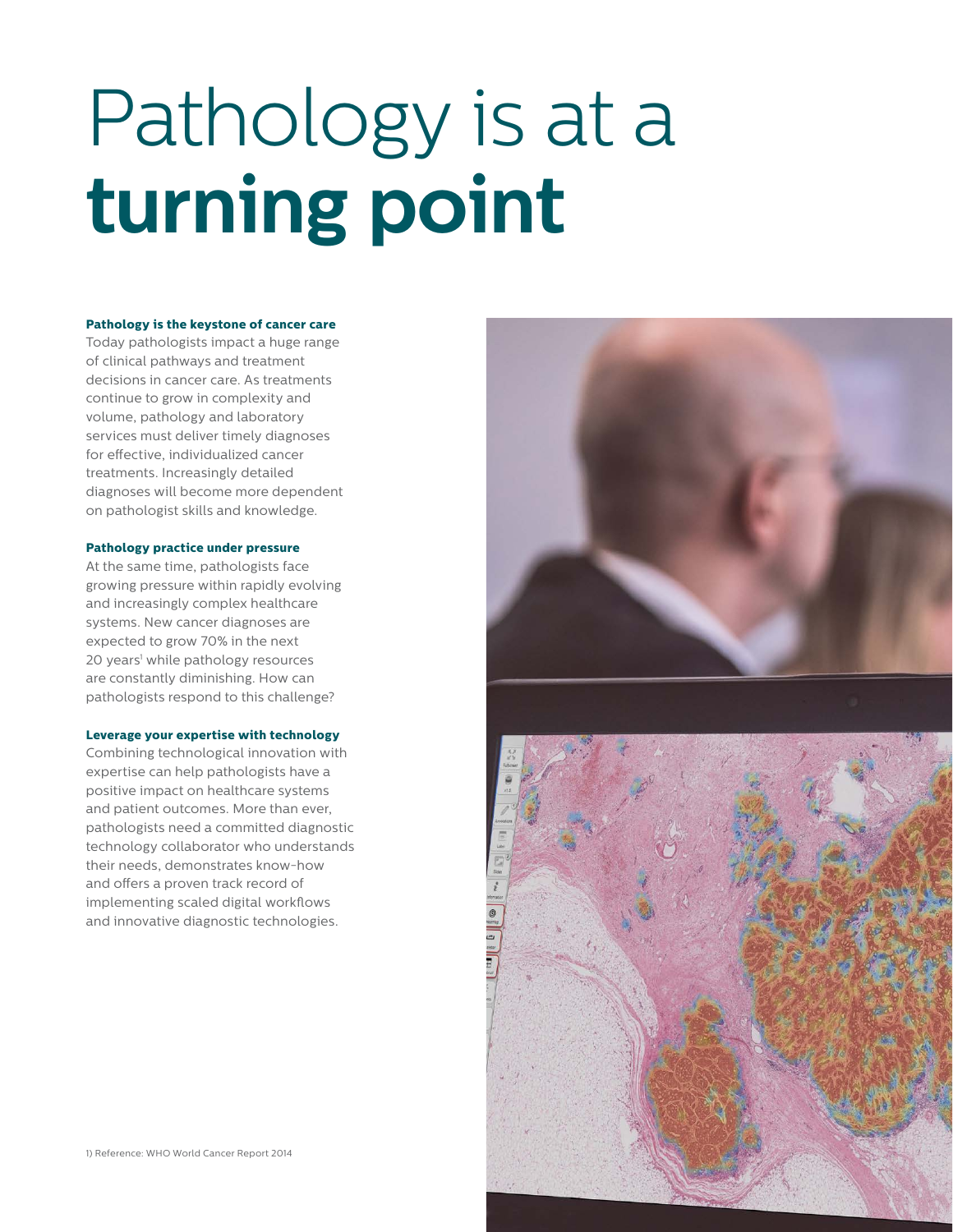# Pathology is at a **turning point**

**Pathology is the keystone of cancer care**

Today pathologists impact a huge range of clinical pathways and treatment decisions in cancer care. As treatments continue to grow in complexity and volume, pathology and laboratory services must deliver timely diagnoses for effective, individualized cancer treatments. Increasingly detailed diagnoses will become more dependent on pathologist skills and knowledge.

**Pathology practice under pressure**

At the same time, pathologists face growing pressure within rapidly evolving and increasingly complex healthcare systems. New cancer diagnoses are expected to grow 70% in the next 20 years[1] while pathology resources are constantly diminishing. How can pathologists respond to this challenge?

**Leverage your expertise with technology**

Combining technological innovation with expertise can help pathologists have a positive impact on healthcare systems and patient outcomes. More than ever, pathologists need a committed diagnostic technology collaborator who understands their needs, demonstrates know-how and offers a proven track record of implementing scaled digital workflows and innovative diagnostic technologies.

1) Reference: WHO World Cancer Report 2014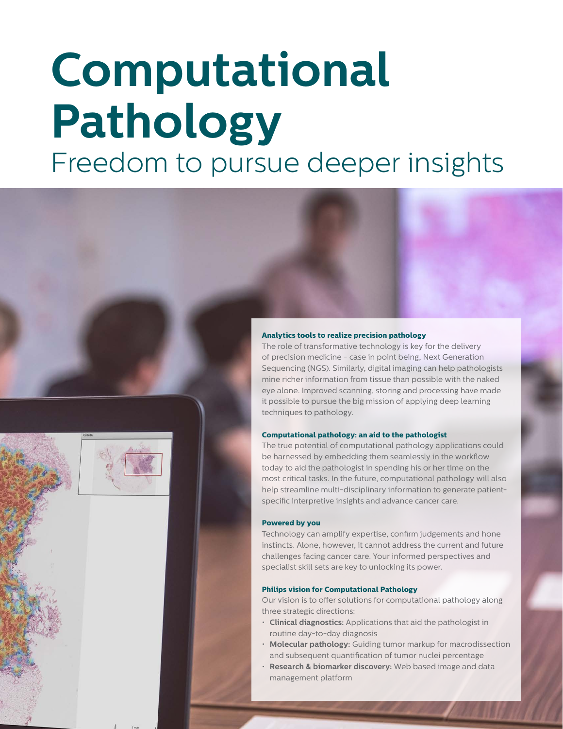# Computational Pathology

## Freedom to pursue deeper insights

### Analytics tools to realize precision pathology

The role of transformative technology is key for the delivery of precision medicine - case in point being, Next Generation Sequencing (NGS). Similarly, digital imaging can help pathologists mine richer information from tissue than possible with the naked eye alone. Improved scanning, storing and processing have made it possible to pursue the big mission of applying deep learning techniques to pathology.

### Computational pathology: an aid to the pathologist

The true potential of computational pathology applications could be harnessed by embedding them seamlessly in the workflow today to aid the pathologist in spending his or her time on the most critical tasks. In the future, computational pathology will also help streamline multi-disciplinary information to generate patient-specific interpretive insights and advance cancer care.

### Powered by you

Technology can amplify expertise, confirm judgements and hone instincts. Alone, however, it cannot address the current and future challenges facing cancer care. Your informed perspectives and specialist skill sets are key to unlocking its power.

### Philips vision for Computational Pathology

Our vision is to offer solutions for computational pathology along three strategic directions:

- **Clinical diagnostics:** Applications that aid the pathologist in routine day-to-day diagnosis
- **Molecular pathology:** Guiding tumor markup for macrodissection and subsequent quantification of tumor nuclei percentage
- **Research & biomarker discovery:** Web based image and data management platform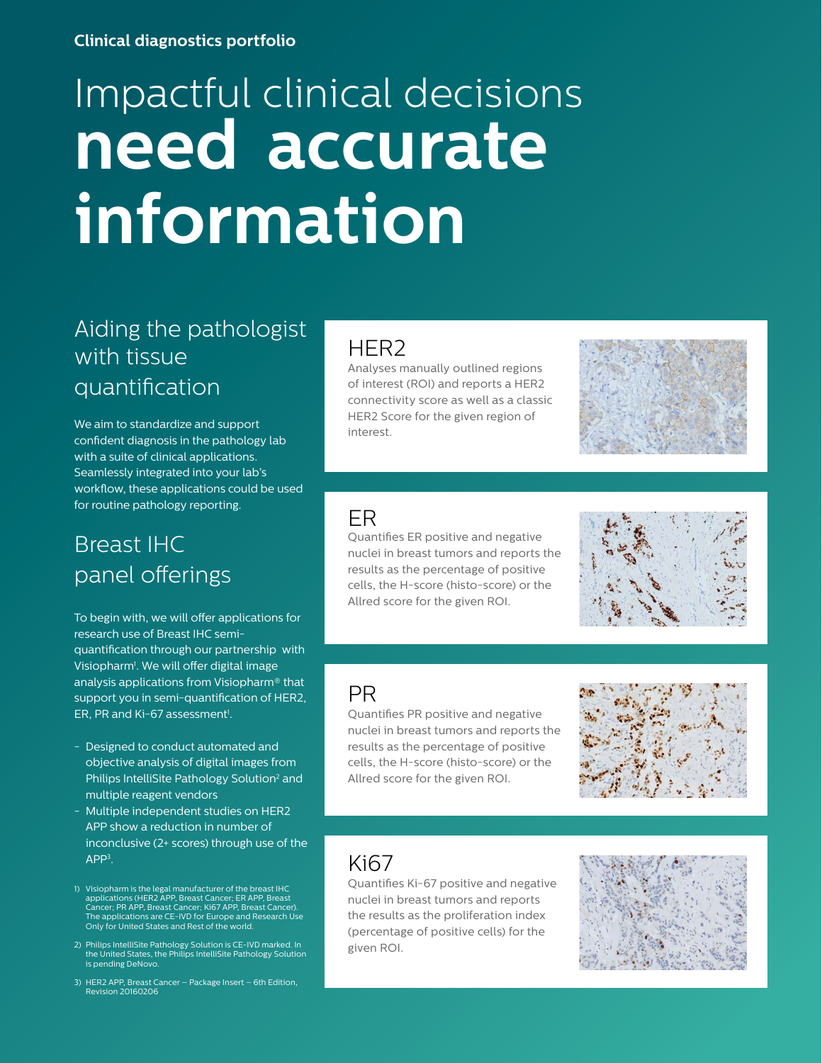**Clinical diagnostics portfolio**

# Impactful clinical decisions **need accurate information**

## Aiding the pathologist with tissue quantification

We aim to standardize and support confident diagnosis in the pathology lab with a suite of clinical applications. Seamlessly integrated into your lab's workflow, these applications could be used for routine pathology reporting.

## Breast IHC panel offerings

To begin with, we will offer applications for research use of Breast IHC semi-quantification through our partnership with Visiopharm[1]. We will offer digital image analysis applications from Visiopharm® that support you in semi-quantification of HER2, ER, PR and Ki-67 assessment[1].

- Designed to conduct automated and objective analysis of digital images from Philips IntelliSite Pathology Solution[2] and multiple reagent vendors
- Multiple independent studies on HER2 APP show a reduction in number of inconclusive (2+ scores) through use of the APP[3].

1) Visiopharm is the legal manufacturer of the breast IHC applications (HER2 APP, Breast Cancer; ER APP, Breast Cancer; PR APP, Breast Cancer; Ki67 APP, Breast Cancer). The applications are CE-IVD for Europe and Research Use Only for United States and Rest of the world.

2) Philips IntelliSite Pathology Solution is CE-IVD marked. In the United States, the Philips IntelliSite Pathology Solution is pending DeNovo.

3) HER2 APP, Breast Cancer – Package Insert – 6th Edition, Revision 20160206

### HER2

Analyses manually outlined regions of interest (ROI) and reports a HER2 connectivity score as well as a classic HER2 Score for the given region of interest.

### ER

Quantifies ER positive and negative nuclei in breast tumors and reports the results as the percentage of positive cells, the H-score (histo-score) or the Allred score for the given ROI.

### PR

Quantifies PR positive and negative nuclei in breast tumors and reports the results as the percentage of positive cells, the H-score (histo-score) or the Allred score for the given ROI.

### Ki67

Quantifies Ki-67 positive and negative nuclei in breast tumors and reports the results as the proliferation index (percentage of positive cells) for the given ROI.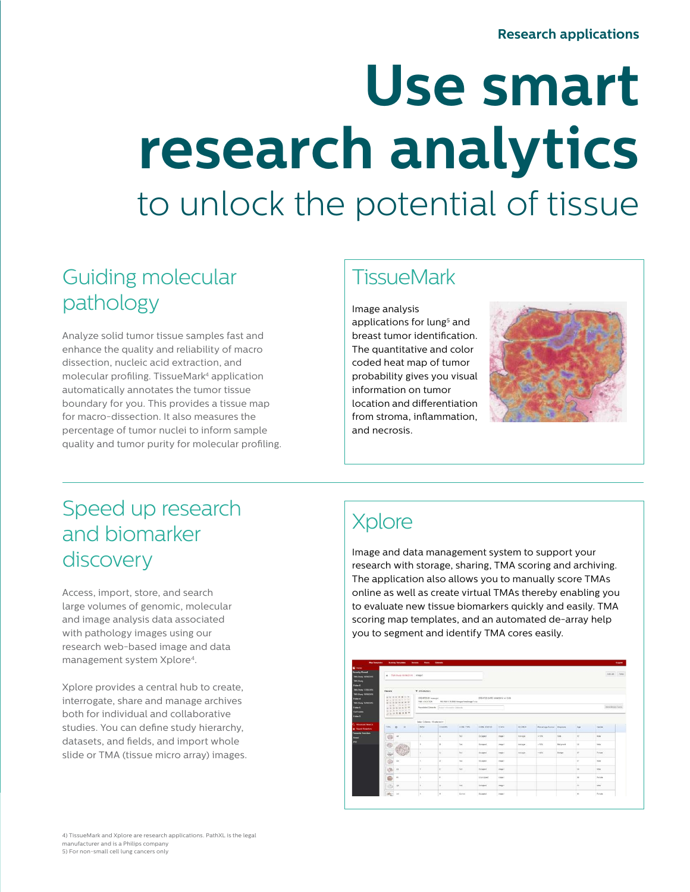Research applications

# Use smart research analytics

to unlock the potential of tissue

## Guiding molecular pathology

Analyze solid tumor tissue samples fast and enhance the quality and reliability of macro dissection, nucleic acid extraction, and molecular profiling. TissueMark[4] application automatically annotates the tumor tissue boundary for you. This provides a tissue map for macro-dissection. It also measures the percentage of tumor nuclei to inform sample quality and tumor purity for molecular profiling.

### TissueMark

Image analysis applications for lung[5] and breast tumor identification. The quantitative and color coded heat map of tumor probability gives you visual information on tumor location and differentiation from stroma, inflammation, and necrosis.

## Speed up research and biomarker discovery

Access, import, store, and search large volumes of genomic, molecular and image analysis data associated with pathology images using our research web-based image and data management system Xplore[4].

Xplore provides a central hub to create, interrogate, share and manage archives both for individual and collaborative studies. You can define study hierarchy, datasets, and fields, and import whole slide or TMA (tissue micro array) images.

### Xplore

Image and data management system to support your research with storage, sharing, TMA scoring and archiving. The application also allows you to manually score TMAs online as well as create virtual TMAs thereby enabling you to evaluate new tissue biomarkers quickly and easily. TMA scoring map templates, and an automated de-array help you to segment and identify TMA cores easily.

4) TissueMark and Xplore are research applications. PathXL is the legal manufacturer and is a Philips company
5) For non-small cell lung cancers only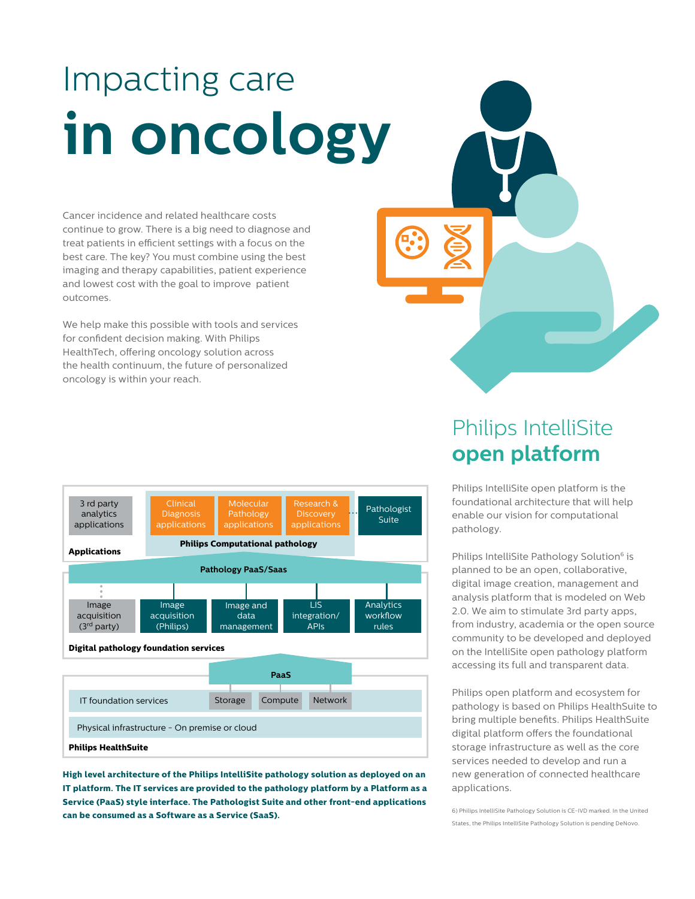# Impacting care **in oncology**

Cancer incidence and related healthcare costs continue to grow. There is a big need to diagnose and treat patients in efficient settings with a focus on the best care. The key? You must combine using the best imaging and therapy capabilities, patient experience and lowest cost with the goal to improve patient outcomes.

We help make this possible with tools and services for confident decision making. With Philips HealthTech, offering oncology solution across the health continuum, the future of personalized oncology is within your reach.

**Applications**
- 3 rd party analytics applications
- Philips Computational pathology: Clinical Diagnosis applications, Molecular Pathology applications, Research & Discovery applications
- Pathologist Suite

**Pathology PaaS/Saas**

**Digital pathology foundation services**
- Image acquisition (3rd party)
- Image acquisition (Philips)
- Image and data management
- LIS integration/ APIs
- Analytics workflow rules

**PaaS**

**Philips HealthSuite**
- IT foundation services: Storage, Compute, Network
- Physical infrastructure - On premise or cloud

**High level architecture of the Philips IntelliSite pathology solution as deployed on an IT platform. The IT services are provided to the pathology platform by a Platform as a Service (PaaS) style interface. The Pathologist Suite and other front-end applications can be consumed as a Software as a Service (SaaS).**

## Philips IntelliSite **open platform**

Philips IntelliSite open platform is the foundational architecture that will help enable our vision for computational pathology.

Philips IntelliSite Pathology Solution[6] is planned to be an open, collaborative, digital image creation, management and analysis platform that is modeled on Web 2.0. We aim to stimulate 3rd party apps, from industry, academia or the open source community to be developed and deployed on the IntelliSite open pathology platform accessing its full and transparent data.

Philips open platform and ecosystem for pathology is based on Philips HealthSuite to bring multiple benefits. Philips HealthSuite digital platform offers the foundational storage infrastructure as well as the core services needed to develop and run a new generation of connected healthcare applications.

6) Philips IntelliSite Pathology Solution is CE-IVD marked. In the United States, the Philips IntelliSite Pathology Solution is pending DeNovo.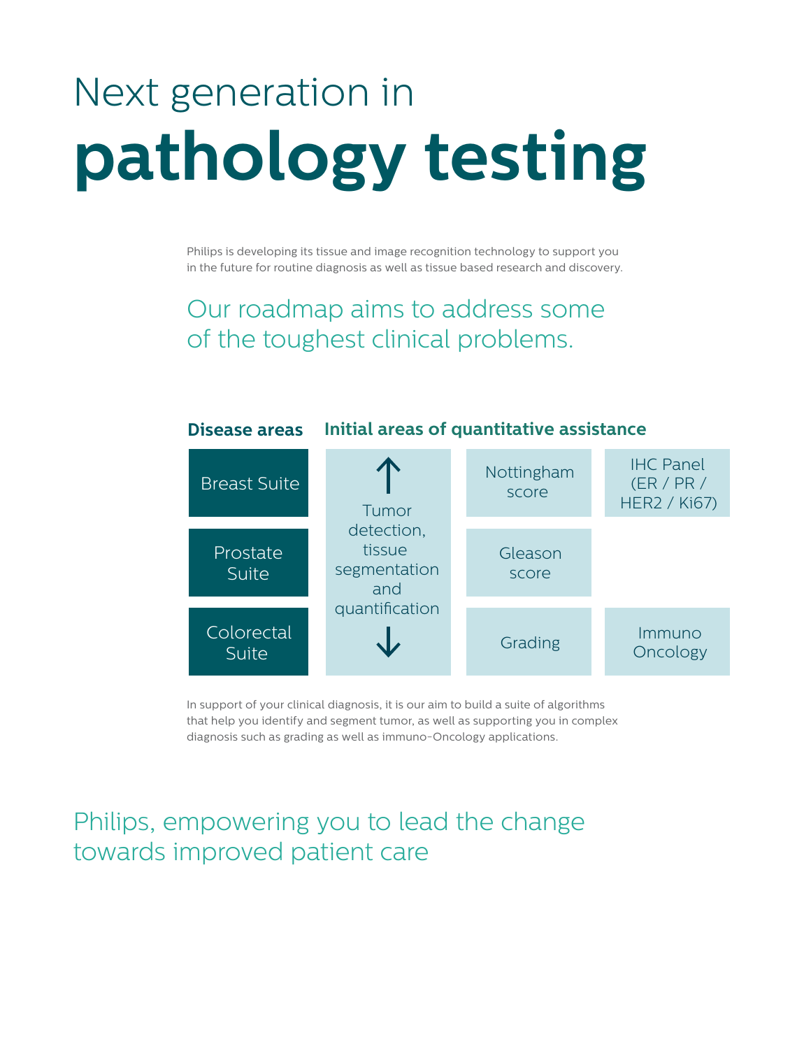# Next generation in **pathology testing**

Philips is developing its tissue and image recognition technology to support you in the future for routine diagnosis as well as tissue based research and discovery.

## Our roadmap aims to address some of the toughest clinical problems.

| Disease areas | Initial areas of quantitative assistance | | |
|---|---|---|---|
| Breast Suite | ↑ Tumor detection, tissue segmentation and quantification ↓ | Nottingham score | IHC Panel (ER / PR / HER2 / Ki67) |
| Prostate Suite | | Gleason score | |
| Colorectal Suite | | Grading | Immuno Oncology |

In support of your clinical diagnosis, it is our aim to build a suite of algorithms that help you identify and segment tumor, as well as supporting you in complex diagnosis such as grading as well as immuno-Oncology applications.

## Philips, empowering you to lead the change towards improved patient care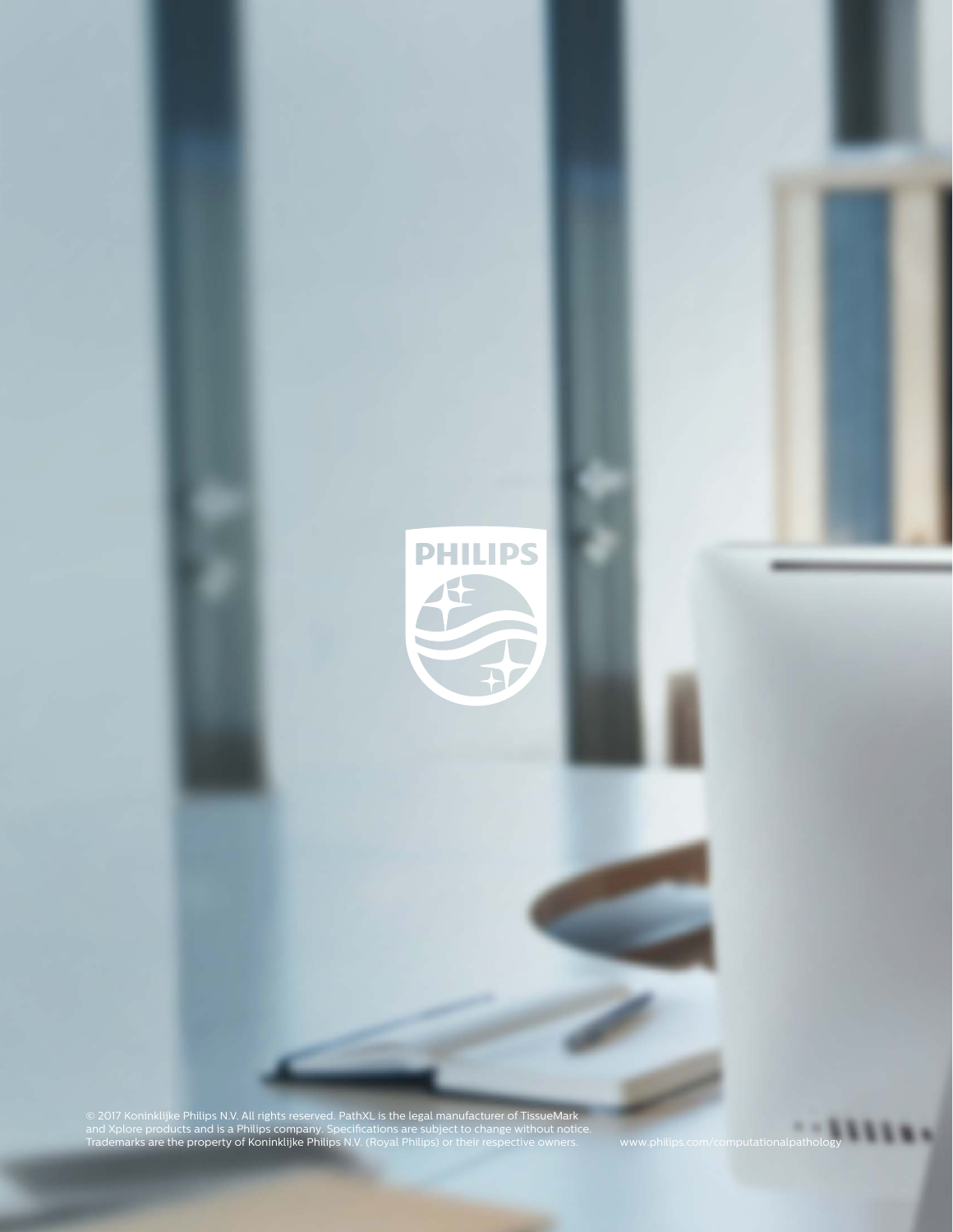PHILIPS

© 2017 Koninklijke Philips N.V. All rights reserved. PathXL is the legal manufacturer of TissueMark and Xplore products and is a Philips company. Specifications are subject to change without notice. Trademarks are the property of Koninklijke Philips N.V. (Royal Philips) or their respective owners.

www.philips.com/computationalpathology